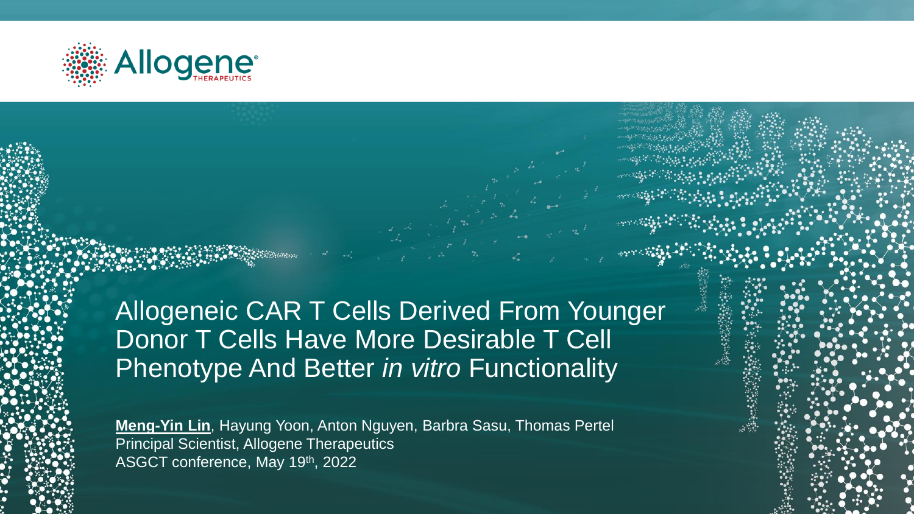Allogene THERAPEUTICS

# Allogeneic CAR T Cells Derived From Younger Donor T Cells Have More Desirable T Cell Phenotype And Better *in vitro* Functionality

**Meng-Yin Lin**, Hayung Yoon, Anton Nguyen, Barbra Sasu, Thomas Pertel
Principal Scientist, Allogene Therapeutics
ASGCT conference, May 19th, 2022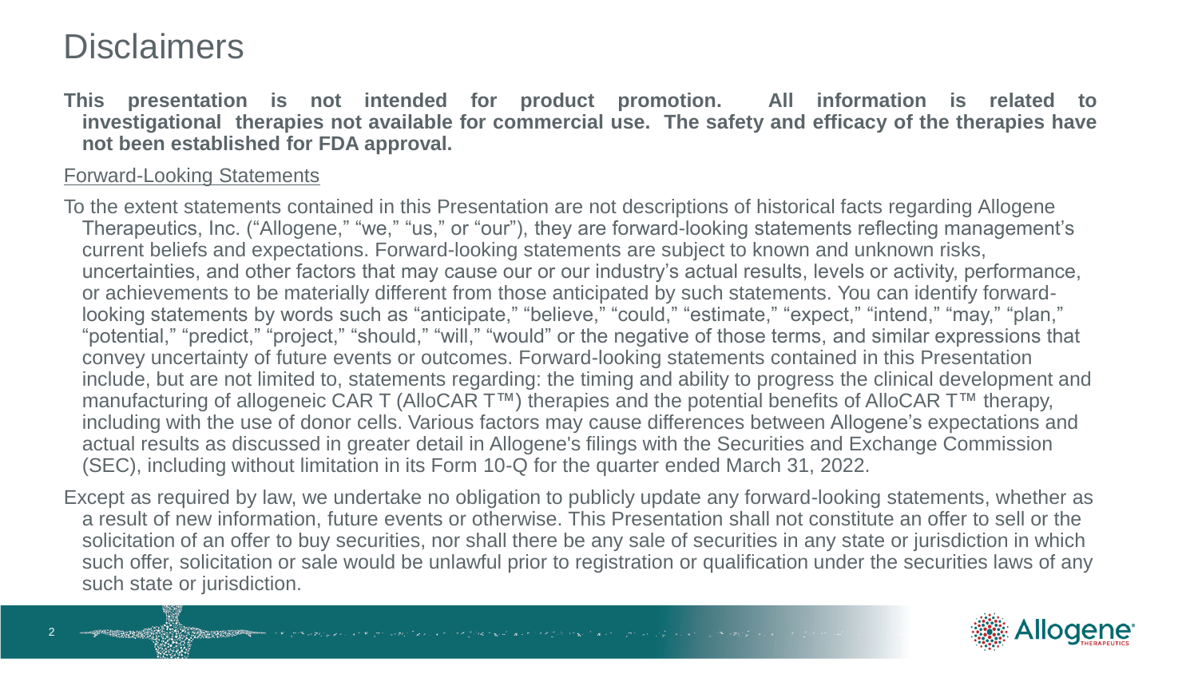# Disclaimers

**This presentation is not intended for product promotion. All information is related to investigational therapies not available for commercial use. The safety and efficacy of the therapies have not been established for FDA approval.**

Forward-Looking Statements

To the extent statements contained in this Presentation are not descriptions of historical facts regarding Allogene Therapeutics, Inc. ("Allogene," "we," "us," or "our"), they are forward-looking statements reflecting management's current beliefs and expectations. Forward-looking statements are subject to known and unknown risks, uncertainties, and other factors that may cause our or our industry's actual results, levels or activity, performance, or achievements to be materially different from those anticipated by such statements. You can identify forward-looking statements by words such as "anticipate," "believe," "could," "estimate," "expect," "intend," "may," "plan," "potential," "predict," "project," "should," "will," "would" or the negative of those terms, and similar expressions that convey uncertainty of future events or outcomes. Forward-looking statements contained in this Presentation include, but are not limited to, statements regarding: the timing and ability to progress the clinical development and manufacturing of allogeneic CAR T (AlloCAR T™) therapies and the potential benefits of AlloCAR T™ therapy, including with the use of donor cells. Various factors may cause differences between Allogene's expectations and actual results as discussed in greater detail in Allogene's filings with the Securities and Exchange Commission (SEC), including without limitation in its Form 10-Q for the quarter ended March 31, 2022.

Except as required by law, we undertake no obligation to publicly update any forward-looking statements, whether as a result of new information, future events or otherwise. This Presentation shall not constitute an offer to sell or the solicitation of an offer to buy securities, nor shall there be any sale of securities in any state or jurisdiction in which such offer, solicitation or sale would be unlawful prior to registration or qualification under the securities laws of any such state or jurisdiction.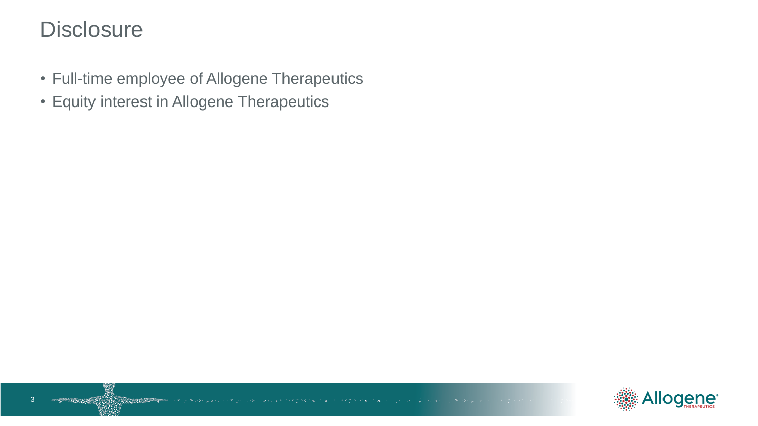# Disclosure

- Full-time employee of Allogene Therapeutics
- Equity interest in Allogene Therapeutics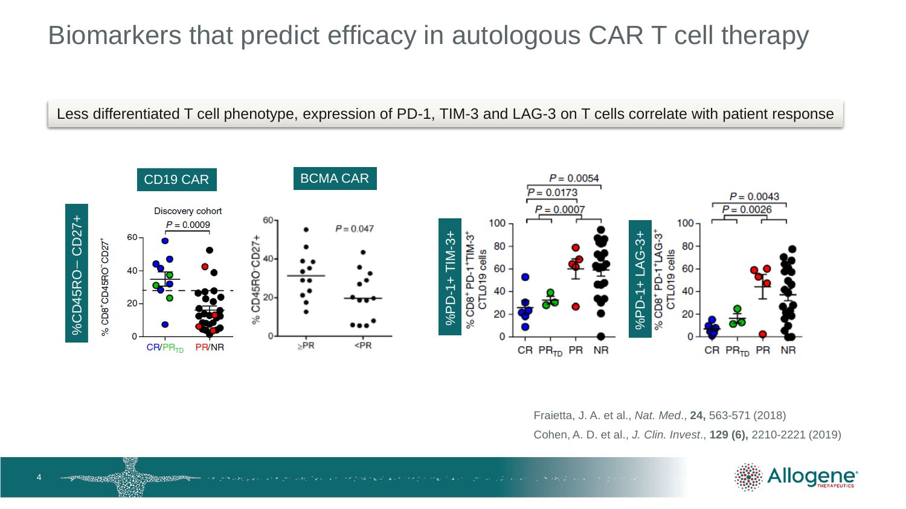# Biomarkers that predict efficacy in autologous CAR T cell therapy

Less differentiated T cell phenotype, expression of PD-1, TIM-3 and LAG-3 on T cells correlate with patient response

**CD19 CAR**

**BCMA CAR**

%CD45RO− CD27+

Discovery cohort

$P = 0.0009$

$P = 0.047$

%PD-1+ TIM-3+

$P = 0.0054$, $P = 0.0173$, $P = 0.0007$

%PD-1+ LAG-3+

$P = 0.0043$, $P = 0.0026$

Fraietta, J. A. et al., *Nat. Med.*, **24,** 563-571 (2018)

Cohen, A. D. et al., *J. Clin. Invest.*, **129 (6),** 2210-2221 (2019)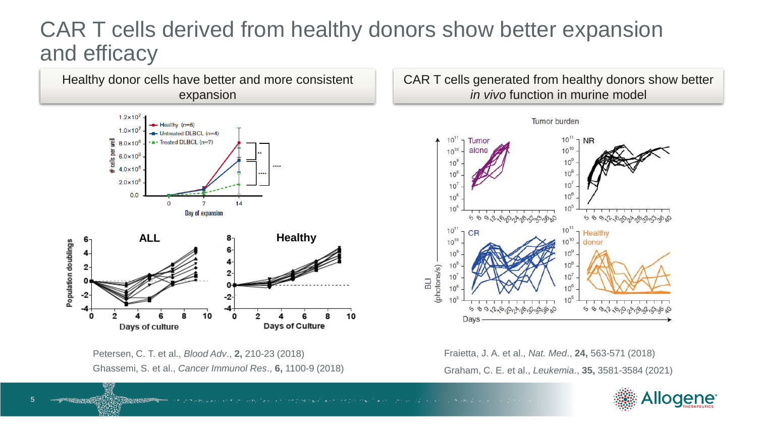# CAR T cells derived from healthy donors show better expansion and efficacy

## Healthy donor cells have better and more consistent expansion

Petersen, C. T. et al., *Blood Adv*., **2,** 210-23 (2018)

Ghassemi, S. et al., *Cancer Immunol Res*., **6,** 1100-9 (2018)

## CAR T cells generated from healthy donors show better *in vivo* function in murine model

Fraietta, J. A. et al., *Nat. Med*., **24,** 563-571 (2018)

Graham, C. E. et al., *Leukemia*., **35,** 3581-3584 (2021)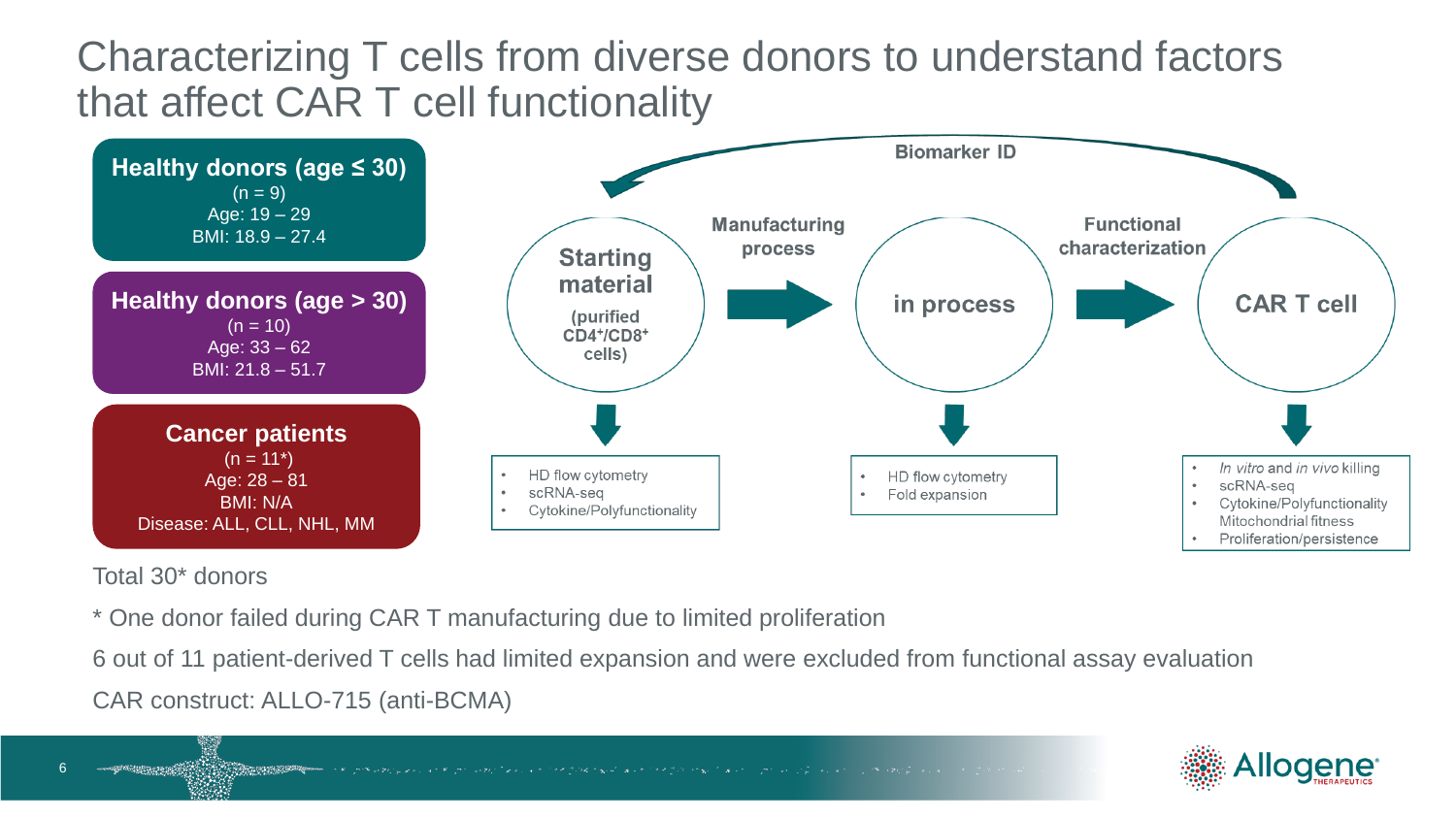# Characterizing T cells from diverse donors to understand factors that affect CAR T cell functionality

**Healthy donors (age ≤ 30)**
(n = 9)
Age: 19 – 29
BMI: 18.9 – 27.4

**Healthy donors (age > 30)**
(n = 10)
Age: 33 – 62
BMI: 21.8 – 51.7

**Cancer patients**
(n = 11*)
Age: 28 – 81
BMI: N/A
Disease: ALL, CLL, NHL, MM

**Biomarker ID**

**Starting material** (purified $CD4^+$/$CD8^+$ cells) → **Manufacturing process** → **in process** → **Functional characterization** → **CAR T cell**

Starting material:
- HD flow cytometry
- scRNA-seq
- Cytokine/Polyfunctionality

in process:
- HD flow cytometry
- Fold expansion

CAR T cell:
- *In vitro* and *in vivo* killing
- scRNA-seq
- Cytokine/Polyfunctionality Mitochondrial fitness
- Proliferation/persistence

Total 30* donors

\* One donor failed during CAR T manufacturing due to limited proliferation

6 out of 11 patient-derived T cells had limited expansion and were excluded from functional assay evaluation

CAR construct: ALLO-715 (anti-BCMA)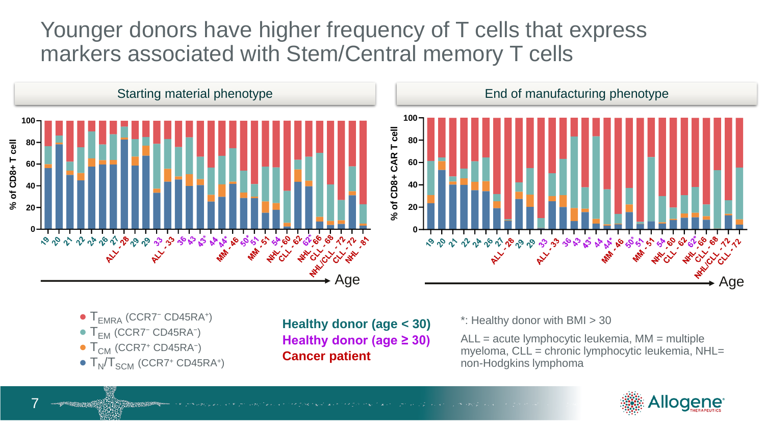# Younger donors have higher frequency of T cells that express markers associated with Stem/Central memory T cells

## Starting material phenotype

% of CD8+ T cell

19, 20, 21, 22, 24, 26, 27, ALL - 28, 29, 29, 33, ALL - 33, 36, 43, 43*, 44, 44*, MM - 46, 50*, 51, MM - 51, 54, NHL - 60, CLL - 62, 62*, NHL - 66, CLL - 68, NHL/CLL - 72, CLL - 72, NHL - 81

Age

## End of manufacturing phenotype

% of CD8+ CAR T cell

19, 20, 21, 22, 24, 26, 27, ALL - 28, 29, 29, 33, ALL - 33, 36, 43, 43*, 44, 44*, MM - 46, 50*, 51, MM - 51, 54, NHL - 60, CLL - 62, 62*, NHL - 66, CLL - 68, NHL/CLL - 72, CLL - 72

Age

- $T_{EMRA}$ ($CCR7^{-}$ $CD45RA^{+}$)
- $T_{EM}$ ($CCR7^{-}$ $CD45RA^{-}$)
- $T_{CM}$ ($CCR7^{+}$ $CD45RA^{-}$)
- $T_{N}/T_{SCM}$ ($CCR7^{+}$ $CD45RA^{+}$)

**Healthy donor (age < 30)**
**Healthy donor (age ≥ 30)**
**Cancer patient**

*: Healthy donor with BMI > 30

ALL = acute lymphocytic leukemia, MM = multiple myeloma, CLL = chronic lymphocytic leukemia, NHL= non-Hodgkins lymphoma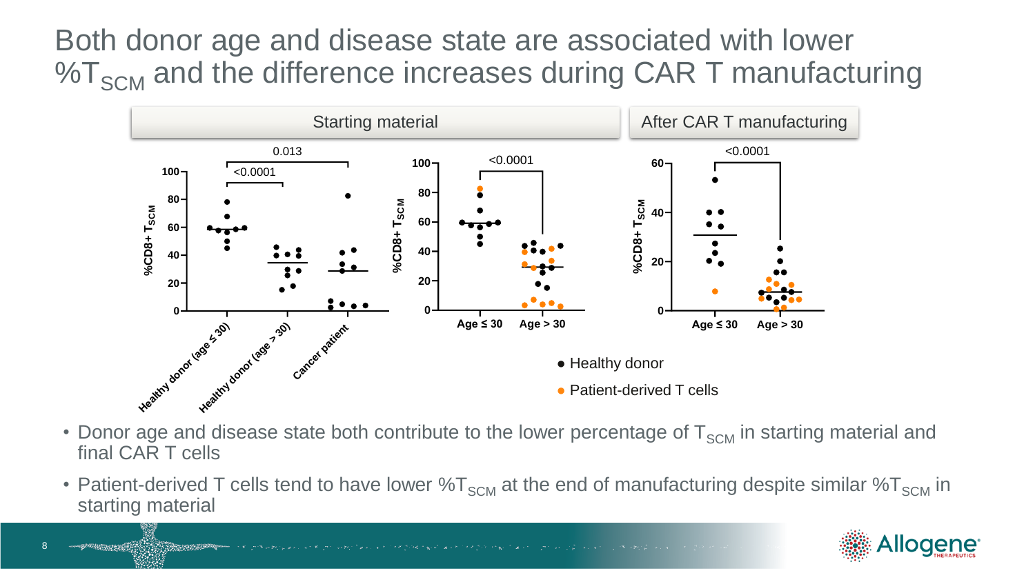# Both donor age and disease state are associated with lower $\%T_{SCM}$ and the difference increases during CAR T manufacturing

Starting material

After CAR T manufacturing

0.013

<0.0001

<0.0001

<0.0001

$\%CD8+ T_{SCM}$

Healthy donor (age ≤ 30)

Healthy donor (age > 30)

Cancer patient

Age ≤ 30

Age > 30

- Healthy donor
- Patient-derived T cells

- Donor age and disease state both contribute to the lower percentage of $T_{SCM}$ in starting material and final CAR T cells
- Patient-derived T cells tend to have lower $\%T_{SCM}$ at the end of manufacturing despite similar $\%T_{SCM}$ in starting material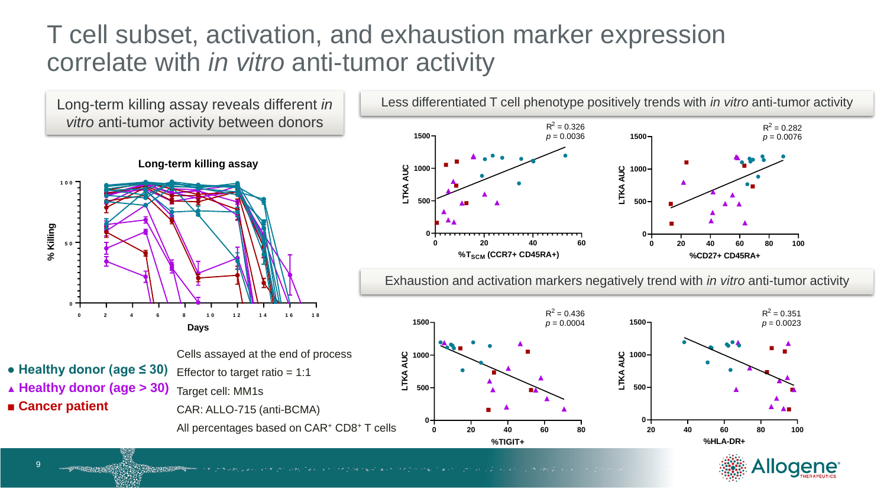# T cell subset, activation, and exhaustion marker expression correlate with *in vitro* anti-tumor activity

## Long-term killing assay reveals different *in vitro* anti-tumor activity between donors

**Long-term killing assay**

% Killing (0, 50, 100) vs. Days (0, 2, 4, 6, 8, 10, 12, 14, 16, 18)

- ● **Healthy donor (age ≤ 30)**
- ▲ **Healthy donor (age > 30)**
- ■ **Cancer patient**

Cells assayed at the end of process

Effector to target ratio = 1:1

Target cell: MM1s

CAR: ALLO-715 (anti-BCMA)

All percentages based on CAR⁺ CD8⁺ T cells

## Less differentiated T cell phenotype positively trends with *in vitro* anti-tumor activity

LTKA AUC vs. %$T_{SCM}$ (CCR7+ CD45RA+): $R^2 = 0.326$, $p = 0.0036$

LTKA AUC vs. %CD27+ CD45RA+: $R^2 = 0.282$, $p = 0.0076$

## Exhaustion and activation markers negatively trend with *in vitro* anti-tumor activity

LTKA AUC vs. %TIGIT+: $R^2 = 0.436$, $p = 0.0004$

LTKA AUC vs. %HLA-DR+: $R^2 = 0.351$, $p = 0.0023$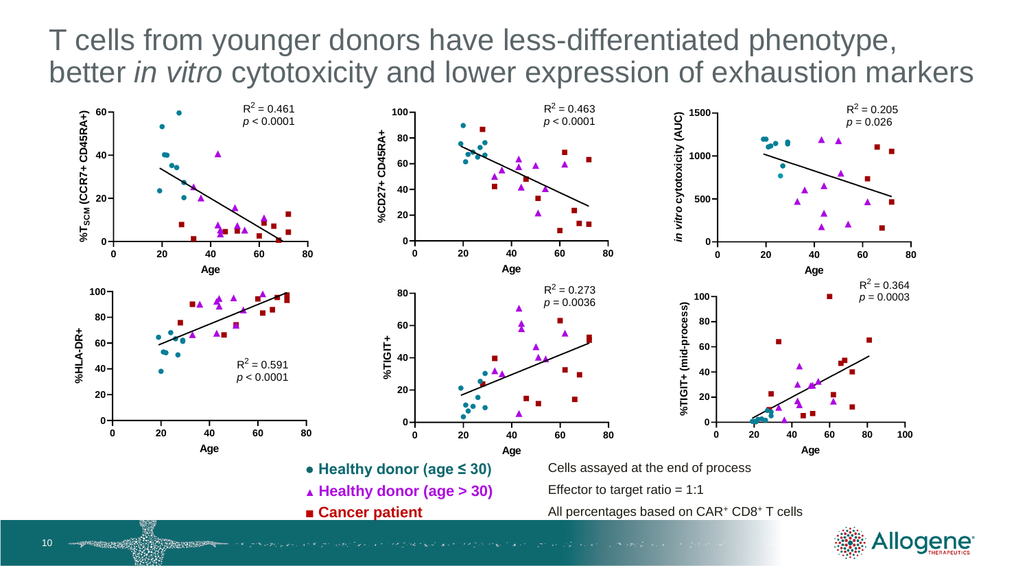# T cells from younger donors have less-differentiated phenotype, better *in vitro* cytotoxicity and lower expression of exhaustion markers

| Panel | Y-axis | X-axis | $R^2$ | p |
|---|---|---|---|---|
| 1 | $\%T_{SCM}$ (CCR7+ CD45RA+) | Age | $R^2 = 0.461$ | $p < 0.0001$ |
| 2 | %CD27+ CD45RA+ | Age | $R^2 = 0.463$ | $p < 0.0001$ |
| 3 | *in vitro* cytotoxicity (AUC) | Age | $R^2 = 0.205$ | $p = 0.026$ |
| 4 | %HLA-DR+ | Age | $R^2 = 0.591$ | $p < 0.0001$ |
| 5 | %TIGIT+ | Age | $R^2 = 0.273$ | $p = 0.0036$ |
| 6 | %TIGIT+ (mid-process) | Age | $R^2 = 0.364$ | $p = 0.0003$ |

- ● **Healthy donor (age ≤ 30)**
- ▲ **Healthy donor (age > 30)**
- ■ **Cancer patient**

Cells assayed at the end of process

Effector to target ratio = 1:1

All percentages based on $CAR^+$ $CD8^+$ T cells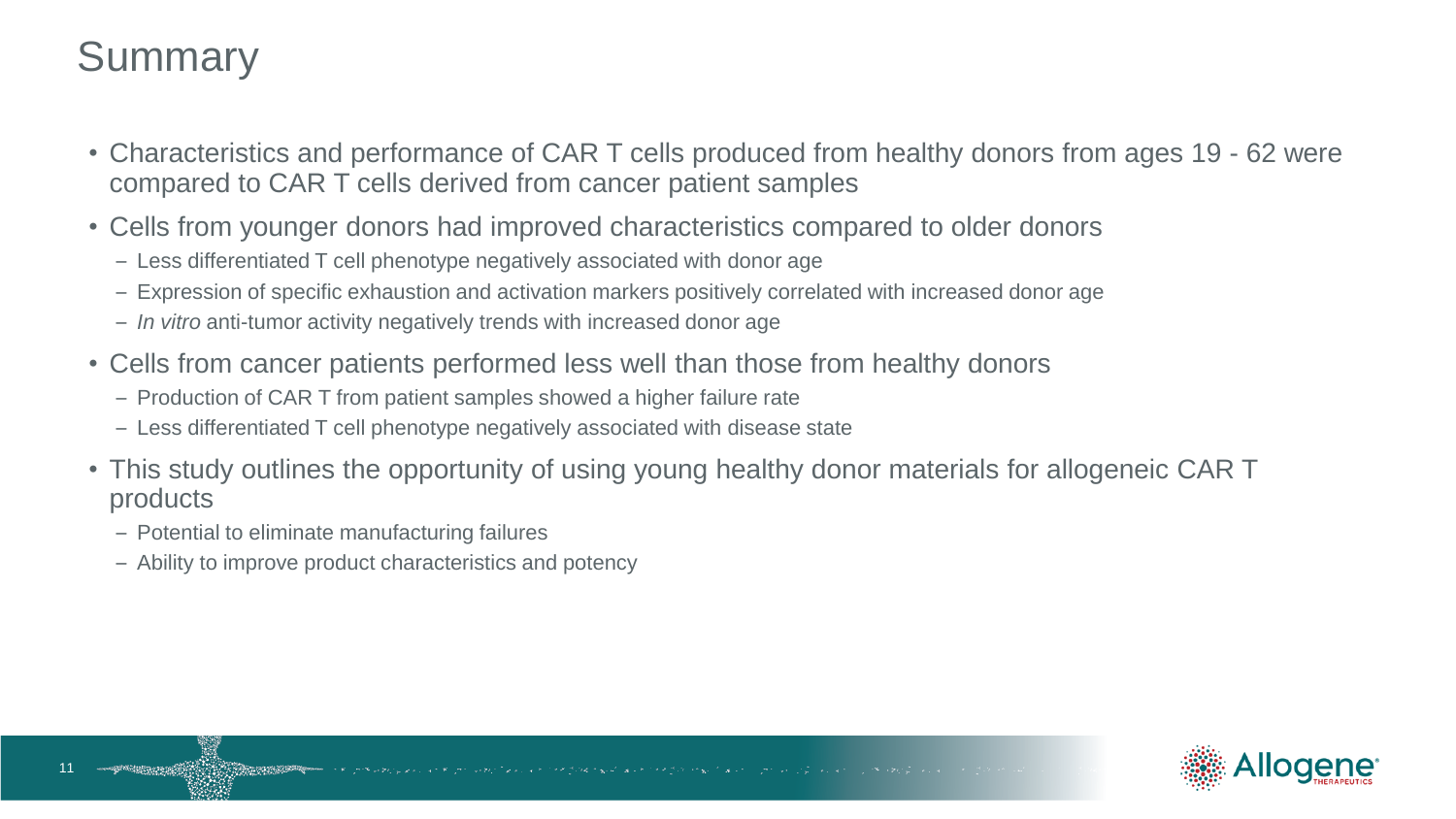# Summary

- Characteristics and performance of CAR T cells produced from healthy donors from ages 19 - 62 were compared to CAR T cells derived from cancer patient samples
- Cells from younger donors had improved characteristics compared to older donors
  - Less differentiated T cell phenotype negatively associated with donor age
  - Expression of specific exhaustion and activation markers positively correlated with increased donor age
  - *In vitro* anti-tumor activity negatively trends with increased donor age
- Cells from cancer patients performed less well than those from healthy donors
  - Production of CAR T from patient samples showed a higher failure rate
  - Less differentiated T cell phenotype negatively associated with disease state
- This study outlines the opportunity of using young healthy donor materials for allogeneic CAR T products
  - Potential to eliminate manufacturing failures
  - Ability to improve product characteristics and potency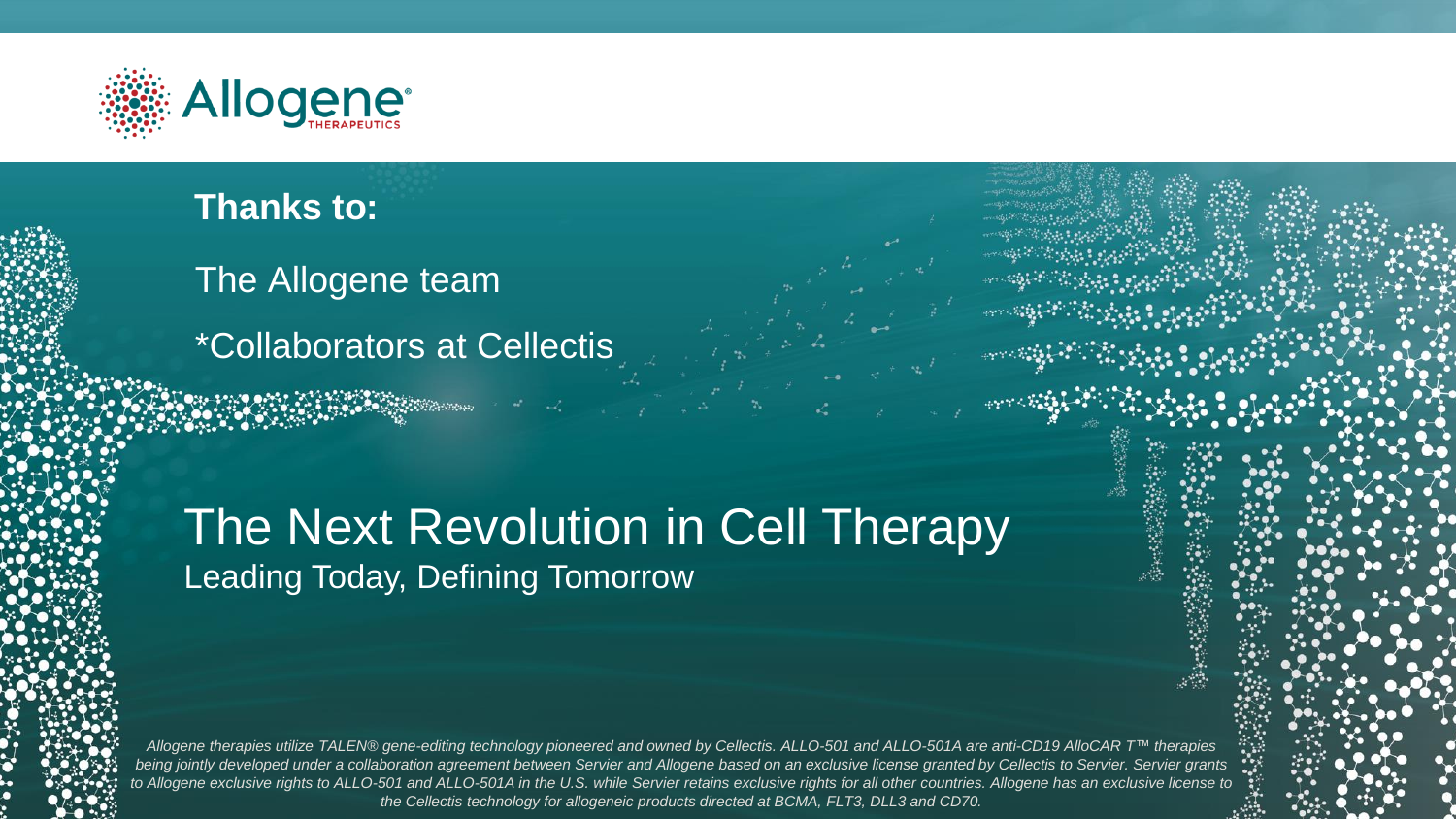**Thanks to:**

The Allogene team

*Collaborators at Cellectis

# The Next Revolution in Cell Therapy

Leading Today, Defining Tomorrow

*Allogene therapies utilize TALEN® gene-editing technology pioneered and owned by Cellectis. ALLO-501 and ALLO-501A are anti-CD19 AlloCAR T™ therapies being jointly developed under a collaboration agreement between Servier and Allogene based on an exclusive license granted by Cellectis to Servier. Servier grants to Allogene exclusive rights to ALLO-501 and ALLO-501A in the U.S. while Servier retains exclusive rights for all other countries. Allogene has an exclusive license to the Cellectis technology for allogeneic products directed at BCMA, FLT3, DLL3 and CD70.*